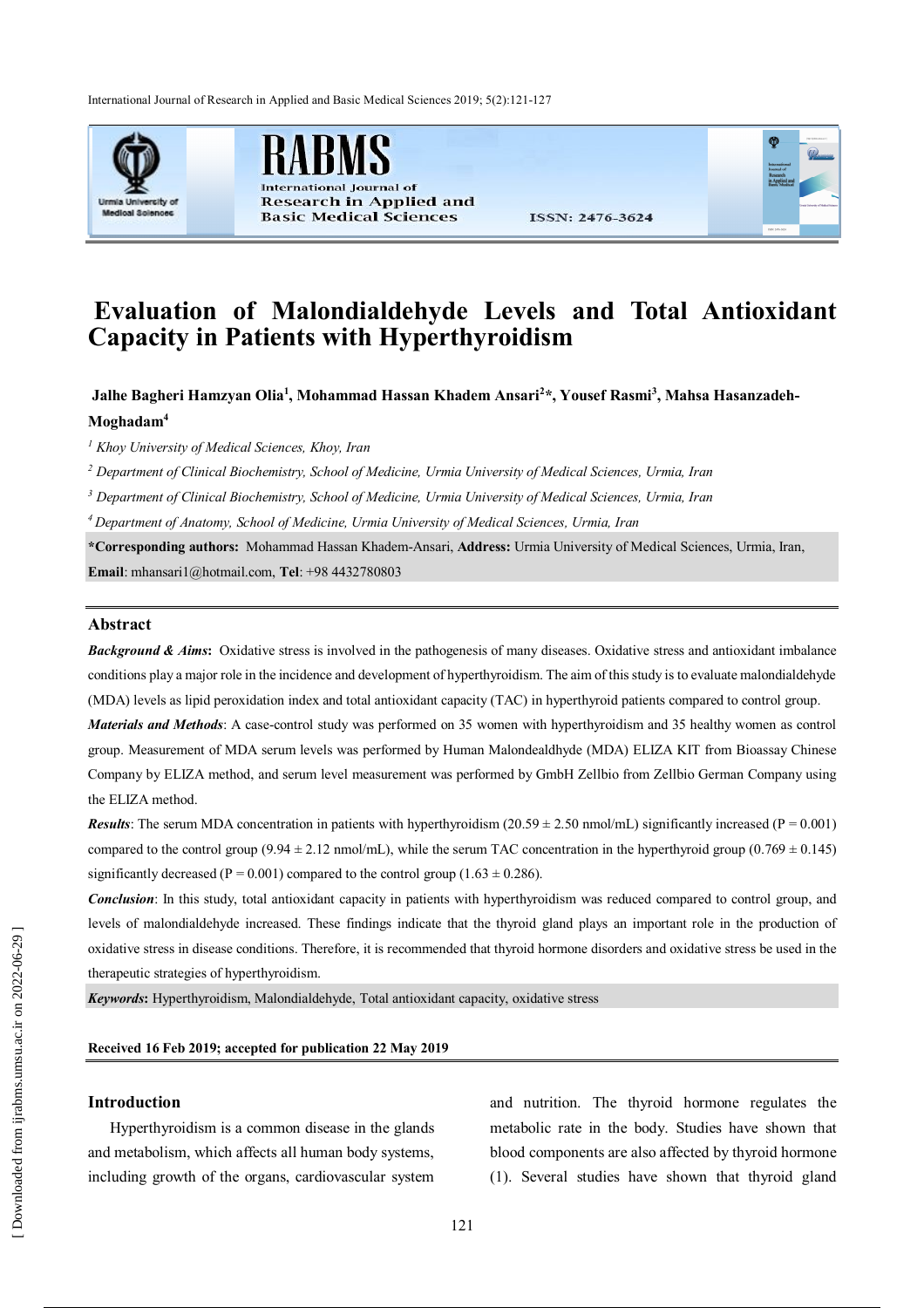# Evaluation of Malondialdehyde Levels and Total Antioxidant Capacity in Patients with Hyperthyroidism

**Jalhe Bagheri Hamzyan Olia[1], Mohammad Hassan Khadem Ansari[2]*, Yousef Rasmi[3], Mahsa Hasanzadeh-Moghadam[4]**

*[1] Khoy University of Medical Sciences, Khoy, Iran*

*[2] Department of Clinical Biochemistry, School of Medicine, Urmia University of Medical Sciences, Urmia, Iran*

*[3] Department of Clinical Biochemistry, School of Medicine, Urmia University of Medical Sciences, Urmia, Iran*

*[4] Department of Anatomy, School of Medicine, Urmia University of Medical Sciences, Urmia, Iran*

**\*Corresponding authors:** Mohammad Hassan Khadem-Ansari, **Address:** Urmia University of Medical Sciences, Urmia, Iran, **Email**: mhansari1@hotmail.com, **Tel**: +98 4432780803

## Abstract

***Background & Aims*:** Oxidative stress is involved in the pathogenesis of many diseases. Oxidative stress and antioxidant imbalance conditions play a major role in the incidence and development of hyperthyroidism. The aim of this study is to evaluate malondialdehyde (MDA) levels as lipid peroxidation index and total antioxidant capacity (TAC) in hyperthyroid patients compared to control group.

***Materials and Methods***: A case-control study was performed on 35 women with hyperthyroidism and 35 healthy women as control group. Measurement of MDA serum levels was performed by Human Malondealdhyde (MDA) ELIZA KIT from Bioassay Chinese Company by ELIZA method, and serum level measurement was performed by GmbH Zellbio from Zellbio German Company using the ELIZA method.

***Results***: The serum MDA concentration in patients with hyperthyroidism (20.59 ± 2.50 nmol/mL) significantly increased (P = 0.001) compared to the control group (9.94 ± 2.12 nmol/mL), while the serum TAC concentration in the hyperthyroid group (0.769 ± 0.145) significantly decreased (P = 0.001) compared to the control group (1.63 ± 0.286).

***Conclusion***: In this study, total antioxidant capacity in patients with hyperthyroidism was reduced compared to control group, and levels of malondialdehyde increased. These findings indicate that the thyroid gland plays an important role in the production of oxidative stress in disease conditions. Therefore, it is recommended that thyroid hormone disorders and oxidative stress be used in the therapeutic strategies of hyperthyroidism.

***Keywords*:** Hyperthyroidism, Malondialdehyde, Total antioxidant capacity, oxidative stress

**Received 16 Feb 2019; accepted for publication 22 May 2019**

## Introduction

Hyperthyroidism is a common disease in the glands and metabolism, which affects all human body systems, including growth of the organs, cardiovascular system and nutrition. The thyroid hormone regulates the metabolic rate in the body. Studies have shown that blood components are also affected by thyroid hormone (1). Several studies have shown that thyroid gland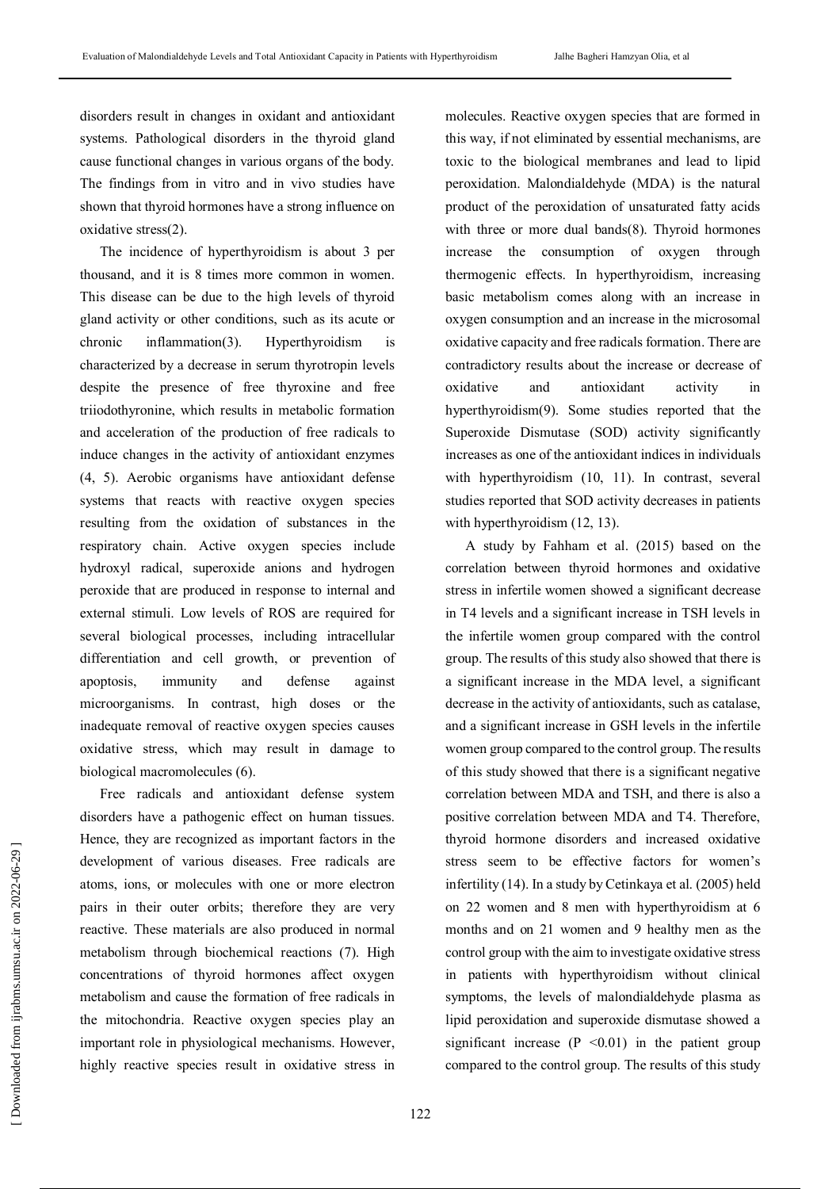disorders result in changes in oxidant and antioxidant systems. Pathological disorders in the thyroid gland cause functional changes in various organs of the body. The findings from in vitro and in vivo studies have shown that thyroid hormones have a strong influence on oxidative stress(2).

The incidence of hyperthyroidism is about 3 per thousand, and it is 8 times more common in women. This disease can be due to the high levels of thyroid gland activity or other conditions, such as its acute or chronic inflammation(3). Hyperthyroidism is characterized by a decrease in serum thyrotropin levels despite the presence of free thyroxine and free triiodothyronine, which results in metabolic formation and acceleration of the production of free radicals to induce changes in the activity of antioxidant enzymes (4, 5). Aerobic organisms have antioxidant defense systems that reacts with reactive oxygen species resulting from the oxidation of substances in the respiratory chain. Active oxygen species include hydroxyl radical, superoxide anions and hydrogen peroxide that are produced in response to internal and external stimuli. Low levels of ROS are required for several biological processes, including intracellular differentiation and cell growth, or prevention of apoptosis, immunity and defense against microorganisms. In contrast, high doses or the inadequate removal of reactive oxygen species causes oxidative stress, which may result in damage to biological macromolecules (6).

Free radicals and antioxidant defense system disorders have a pathogenic effect on human tissues. Hence, they are recognized as important factors in the development of various diseases. Free radicals are atoms, ions, or molecules with one or more electron pairs in their outer orbits; therefore they are very reactive. These materials are also produced in normal metabolism through biochemical reactions (7). High concentrations of thyroid hormones affect oxygen metabolism and cause the formation of free radicals in the mitochondria. Reactive oxygen species play an important role in physiological mechanisms. However, highly reactive species result in oxidative stress in molecules. Reactive oxygen species that are formed in this way, if not eliminated by essential mechanisms, are toxic to the biological membranes and lead to lipid peroxidation. Malondialdehyde (MDA) is the natural product of the peroxidation of unsaturated fatty acids with three or more dual bands(8). Thyroid hormones increase the consumption of oxygen through thermogenic effects. In hyperthyroidism, increasing basic metabolism comes along with an increase in oxygen consumption and an increase in the microsomal oxidative capacity and free radicals formation. There are contradictory results about the increase or decrease of oxidative and antioxidant activity in hyperthyroidism(9). Some studies reported that the Superoxide Dismutase (SOD) activity significantly increases as one of the antioxidant indices in individuals with hyperthyroidism (10, 11). In contrast, several studies reported that SOD activity decreases in patients with hyperthyroidism (12, 13).

A study by Fahham et al. (2015) based on the correlation between thyroid hormones and oxidative stress in infertile women showed a significant decrease in T4 levels and a significant increase in TSH levels in the infertile women group compared with the control group. The results of this study also showed that there is a significant increase in the MDA level, a significant decrease in the activity of antioxidants, such as catalase, and a significant increase in GSH levels in the infertile women group compared to the control group. The results of this study showed that there is a significant negative correlation between MDA and TSH, and there is also a positive correlation between MDA and T4. Therefore, thyroid hormone disorders and increased oxidative stress seem to be effective factors for women's infertility (14). In a study by Cetinkaya et al. (2005) held on 22 women and 8 men with hyperthyroidism at 6 months and on 21 women and 9 healthy men as the control group with the aim to investigate oxidative stress in patients with hyperthyroidism without clinical symptoms, the levels of malondialdehyde plasma as lipid peroxidation and superoxide dismutase showed a significant increase ($P < 0.01$) in the patient group compared to the control group. The results of this study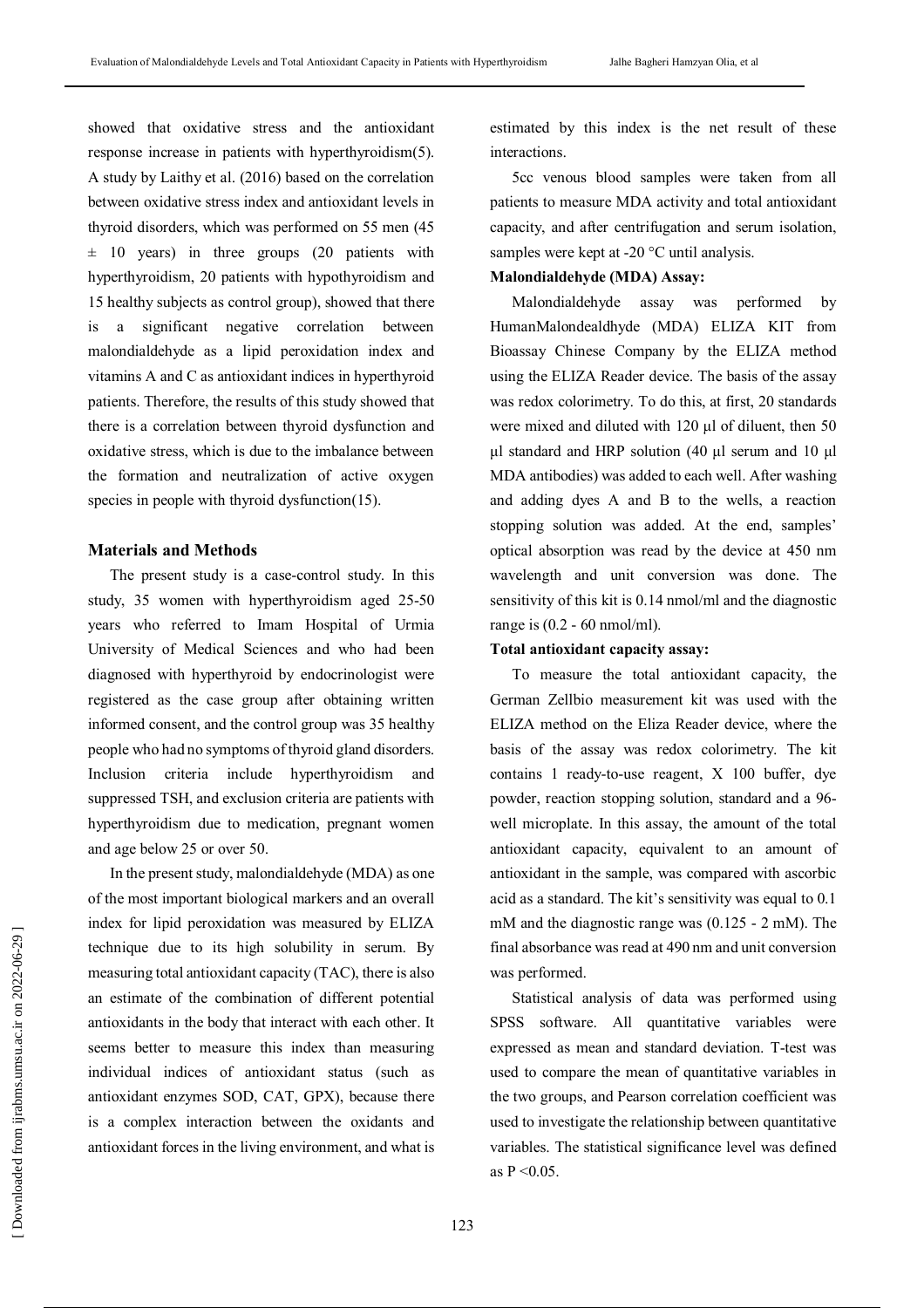showed that oxidative stress and the antioxidant response increase in patients with hyperthyroidism(5). A study by Laithy et al. (2016) based on the correlation between oxidative stress index and antioxidant levels in thyroid disorders, which was performed on 55 men (45 ± 10 years) in three groups (20 patients with hyperthyroidism, 20 patients with hypothyroidism and 15 healthy subjects as control group), showed that there is a significant negative correlation between malondialdehyde as a lipid peroxidation index and vitamins A and C as antioxidant indices in hyperthyroid patients. Therefore, the results of this study showed that there is a correlation between thyroid dysfunction and oxidative stress, which is due to the imbalance between the formation and neutralization of active oxygen species in people with thyroid dysfunction(15).

## Materials and Methods

The present study is a case-control study. In this study, 35 women with hyperthyroidism aged 25-50 years who referred to Imam Hospital of Urmia University of Medical Sciences and who had been diagnosed with hyperthyroid by endocrinologist were registered as the case group after obtaining written informed consent, and the control group was 35 healthy people who had no symptoms of thyroid gland disorders. Inclusion criteria include hyperthyroidism and suppressed TSH, and exclusion criteria are patients with hyperthyroidism due to medication, pregnant women and age below 25 or over 50.

In the present study, malondialdehyde (MDA) as one of the most important biological markers and an overall index for lipid peroxidation was measured by ELIZA technique due to its high solubility in serum. By measuring total antioxidant capacity (TAC), there is also an estimate of the combination of different potential antioxidants in the body that interact with each other. It seems better to measure this index than measuring individual indices of antioxidant status (such as antioxidant enzymes SOD, CAT, GPX), because there is a complex interaction between the oxidants and antioxidant forces in the living environment, and what is estimated by this index is the net result of these interactions.

5cc venous blood samples were taken from all patients to measure MDA activity and total antioxidant capacity, and after centrifugation and serum isolation, samples were kept at -20 °C until analysis.

**Malondialdehyde (MDA) Assay:**

Malondialdehyde assay was performed by HumanMalondealdhyde (MDA) ELIZA KIT from Bioassay Chinese Company by the ELIZA method using the ELIZA Reader device. The basis of the assay was redox colorimetry. To do this, at first, 20 standards were mixed and diluted with 120 µl of diluent, then 50 µl standard and HRP solution (40 µl serum and 10 µl MDA antibodies) was added to each well. After washing and adding dyes A and B to the wells, a reaction stopping solution was added. At the end, samples' optical absorption was read by the device at 450 nm wavelength and unit conversion was done. The sensitivity of this kit is 0.14 nmol/ml and the diagnostic range is (0.2 - 60 nmol/ml).

**Total antioxidant capacity assay:**

To measure the total antioxidant capacity, the German Zellbio measurement kit was used with the ELIZA method on the Eliza Reader device, where the basis of the assay was redox colorimetry. The kit contains 1 ready-to-use reagent, X 100 buffer, dye powder, reaction stopping solution, standard and a 96-well microplate. In this assay, the amount of the total antioxidant capacity, equivalent to an amount of antioxidant in the sample, was compared with ascorbic acid as a standard. The kit's sensitivity was equal to 0.1 mM and the diagnostic range was (0.125 - 2 mM). The final absorbance was read at 490 nm and unit conversion was performed.

Statistical analysis of data was performed using SPSS software. All quantitative variables were expressed as mean and standard deviation. T-test was used to compare the mean of quantitative variables in the two groups, and Pearson correlation coefficient was used to investigate the relationship between quantitative variables. The statistical significance level was defined as $P < 0.05$.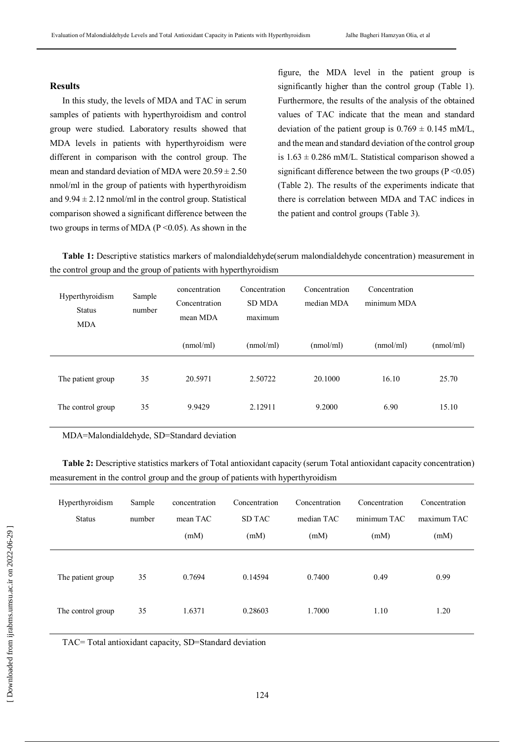## Results

In this study, the levels of MDA and TAC in serum samples of patients with hyperthyroidism and control group were studied. Laboratory results showed that MDA levels in patients with hyperthyroidism were different in comparison with the control group. The mean and standard deviation of MDA were 20.59 ± 2.50 nmol/ml in the group of patients with hyperthyroidism and 9.94 ± 2.12 nmol/ml in the control group. Statistical comparison showed a significant difference between the two groups in terms of MDA ($P < 0.05$). As shown in the figure, the MDA level in the patient group is significantly higher than the control group (Table 1). Furthermore, the results of the analysis of the obtained values of TAC indicate that the mean and standard deviation of the patient group is 0.769 ± 0.145 mM/L, and the mean and standard deviation of the control group is 1.63 ± 0.286 mM/L. Statistical comparison showed a significant difference between the two groups ($P < 0.05$) (Table 2). The results of the experiments indicate that there is correlation between MDA and TAC indices in the patient and control groups (Table 3).

**Table 1:** Descriptive statistics markers of malondialdehyde(serum malondialdehyde concentration) measurement in the control group and the group of patients with hyperthyroidism

| Hyperthyroidism Status MDA | Sample number | concentration Concentration mean MDA (nmol/ml) | Concentration SD MDA maximum (nmol/ml) | Concentration median MDA (nmol/ml) | Concentration minimum MDA (nmol/ml) | (nmol/ml) |
|---|---|---|---|---|---|---|
| The patient group | 35 | 20.5971 | 2.50722 | 20.1000 | 16.10 | 25.70 |
| The control group | 35 | 9.9429 | 2.12911 | 9.2000 | 6.90 | 15.10 |

MDA=Malondialdehyde, SD=Standard deviation

**Table 2:** Descriptive statistics markers of Total antioxidant capacity (serum Total antioxidant capacity concentration) measurement in the control group and the group of patients with hyperthyroidism

| Hyperthyroidism Status | Sample number | concentration mean TAC (mM) | Concentration SD TAC (mM) | Concentration median TAC (mM) | Concentration minimum TAC (mM) | Concentration maximum TAC (mM) |
|---|---|---|---|---|---|---|
| The patient group | 35 | 0.7694 | 0.14594 | 0.7400 | 0.49 | 0.99 |
| The control group | 35 | 1.6371 | 0.28603 | 1.7000 | 1.10 | 1.20 |

TAC= Total antioxidant capacity, SD=Standard deviation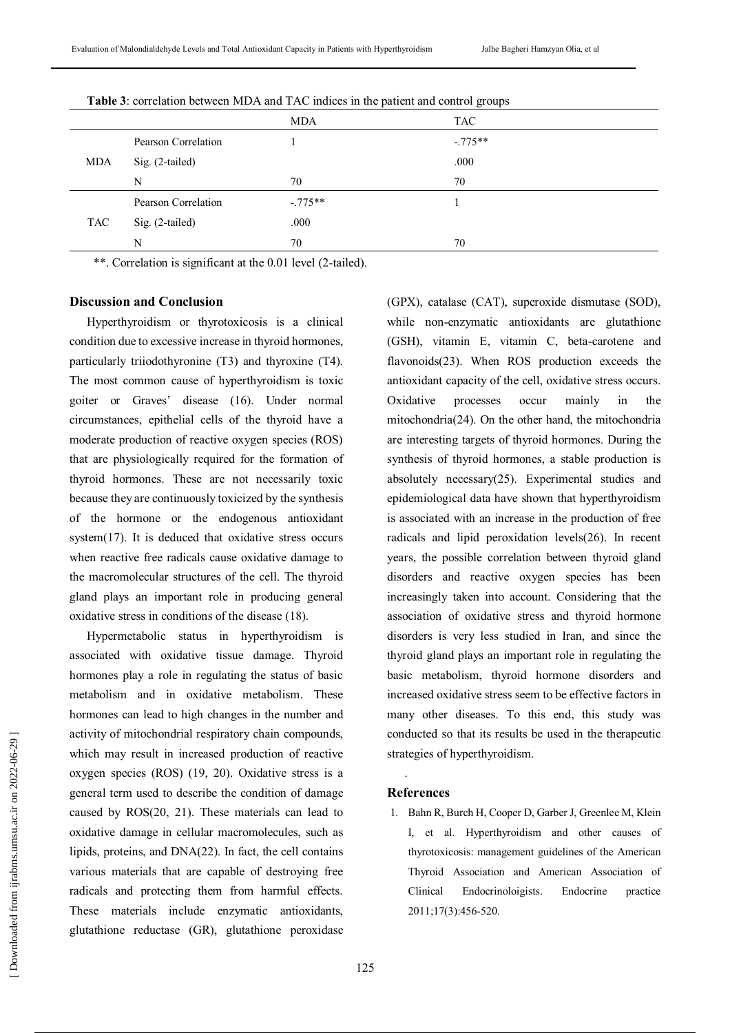**Table 3**: correlation between MDA and TAC indices in the patient and control groups

| | | MDA | TAC |
|---|---|---|---|
| MDA | Pearson Correlation | 1 | -.775** |
| | Sig. (2-tailed) | | .000 |
| | N | 70 | 70 |
| TAC | Pearson Correlation | -.775** | 1 |
| | Sig. (2-tailed) | .000 | |
| | N | 70 | 70 |

**. Correlation is significant at the 0.01 level (2-tailed).

## Discussion and Conclusion

Hyperthyroidism or thyrotoxicosis is a clinical condition due to excessive increase in thyroid hormones, particularly triiodothyronine (T3) and thyroxine (T4). The most common cause of hyperthyroidism is toxic goiter or Graves' disease (16). Under normal circumstances, epithelial cells of the thyroid have a moderate production of reactive oxygen species (ROS) that are physiologically required for the formation of thyroid hormones. These are not necessarily toxic because they are continuously toxicized by the synthesis of the hormone or the endogenous antioxidant system(17). It is deduced that oxidative stress occurs when reactive free radicals cause oxidative damage to the macromolecular structures of the cell. The thyroid gland plays an important role in producing general oxidative stress in conditions of the disease (18).

Hypermetabolic status in hyperthyroidism is associated with oxidative tissue damage. Thyroid hormones play a role in regulating the status of basic metabolism and in oxidative metabolism. These hormones can lead to high changes in the number and activity of mitochondrial respiratory chain compounds, which may result in increased production of reactive oxygen species (ROS) (19, 20). Oxidative stress is a general term used to describe the condition of damage caused by ROS(20, 21). These materials can lead to oxidative damage in cellular macromolecules, such as lipids, proteins, and DNA(22). In fact, the cell contains various materials that are capable of destroying free radicals and protecting them from harmful effects. These materials include enzymatic antioxidants, glutathione reductase (GR), glutathione peroxidase (GPX), catalase (CAT), superoxide dismutase (SOD), while non-enzymatic antioxidants are glutathione (GSH), vitamin E, vitamin C, beta-carotene and flavonoids(23). When ROS production exceeds the antioxidant capacity of the cell, oxidative stress occurs. Oxidative processes occur mainly in the mitochondria(24). On the other hand, the mitochondria are interesting targets of thyroid hormones. During the synthesis of thyroid hormones, a stable production is absolutely necessary(25). Experimental studies and epidemiological data have shown that hyperthyroidism is associated with an increase in the production of free radicals and lipid peroxidation levels(26). In recent years, the possible correlation between thyroid gland disorders and reactive oxygen species has been increasingly taken into account. Considering that the association of oxidative stress and thyroid hormone disorders is very less studied in Iran, and since the thyroid gland plays an important role in regulating the basic metabolism, thyroid hormone disorders and increased oxidative stress seem to be effective factors in many other diseases. To this end, this study was conducted so that its results be used in the therapeutic strategies of hyperthyroidism.

## References

1. Bahn R, Burch H, Cooper D, Garber J, Greenlee M, Klein I, et al. Hyperthyroidism and other causes of thyrotoxicosis: management guidelines of the American Thyroid Association and American Association of Clinical Endocrinoloigists. Endocrine practice 2011;17(3):456-520.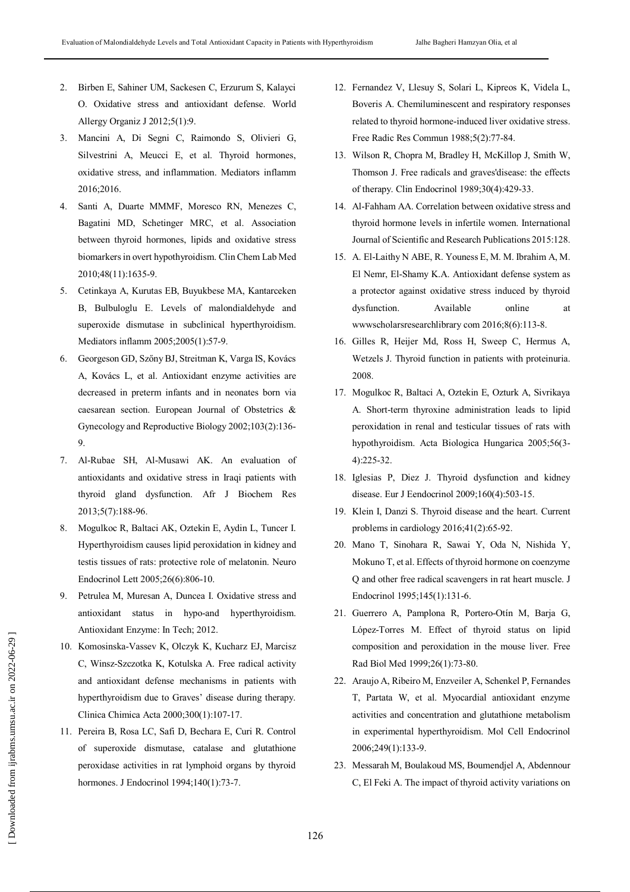2. Birben E, Sahiner UM, Sackesen C, Erzurum S, Kalayci O. Oxidative stress and antioxidant defense. World Allergy Organiz J 2012;5(1):9.
3. Mancini A, Di Segni C, Raimondo S, Olivieri G, Silvestrini A, Meucci E, et al. Thyroid hormones, oxidative stress, and inflammation. Mediators inflamm 2016;2016.
4. Santi A, Duarte MMMF, Moresco RN, Menezes C, Bagatini MD, Schetinger MRC, et al. Association between thyroid hormones, lipids and oxidative stress biomarkers in overt hypothyroidism. Clin Chem Lab Med 2010;48(11):1635-9.
5. Cetinkaya A, Kurutas EB, Buyukbese MA, Kantarceken B, Bulbuloglu E. Levels of malondialdehyde and superoxide dismutase in subclinical hyperthyroidism. Mediators inflamm 2005;2005(1):57-9.
6. Georgeson GD, Szőny BJ, Streitman K, Varga IS, Kovács A, Kovács L, et al. Antioxidant enzyme activities are decreased in preterm infants and in neonates born via caesarean section. European Journal of Obstetrics & Gynecology and Reproductive Biology 2002;103(2):136-9.
7. Al-Rubae SH, Al-Musawi AK. An evaluation of antioxidants and oxidative stress in Iraqi patients with thyroid gland dysfunction. Afr J Biochem Res 2013;5(7):188-96.
8. Mogulkoc R, Baltaci AK, Oztekin E, Aydin L, Tuncer I. Hyperthyroidism causes lipid peroxidation in kidney and testis tissues of rats: protective role of melatonin. Neuro Endocrinol Lett 2005;26(6):806-10.
9. Petrulea M, Muresan A, Duncea I. Oxidative stress and antioxidant status in hypo-and hyperthyroidism. Antioxidant Enzyme: In Tech; 2012.
10. Komosinska-Vassev K, Olczyk K, Kucharz EJ, Marcisz C, Winsz-Szczotka K, Kotulska A. Free radical activity and antioxidant defense mechanisms in patients with hyperthyroidism due to Graves' disease during therapy. Clinica Chimica Acta 2000;300(1):107-17.
11. Pereira B, Rosa LC, Safi D, Bechara E, Curi R. Control of superoxide dismutase, catalase and glutathione peroxidase activities in rat lymphoid organs by thyroid hormones. J Endocrinol 1994;140(1):73-7.
12. Fernandez V, Llesuy S, Solari L, Kipreos K, Videla L, Boveris A. Chemiluminescent and respiratory responses related to thyroid hormone-induced liver oxidative stress. Free Radic Res Commun 1988;5(2):77-84.
13. Wilson R, Chopra M, Bradley H, McKillop J, Smith W, Thomson J. Free radicals and graves'disease: the effects of therapy. Clin Endocrinol 1989;30(4):429-33.
14. Al-Fahham AA. Correlation between oxidative stress and thyroid hormone levels in infertile women. International Journal of Scientific and Research Publications 2015:128.
15. A. El-Laithy N ABE, R. Youness E, M. M. Ibrahim A, M. El Nemr, El-Shamy K.A. Antioxidant defense system as a protector against oxidative stress induced by thyroid dysfunction. Available online at wwwscholarsresearchlibrary com 2016;8(6):113-8.
16. Gilles R, Heijer Md, Ross H, Sweep C, Hermus A, Wetzels J. Thyroid function in patients with proteinuria. 2008.
17. Mogulkoc R, Baltaci A, Oztekin E, Ozturk A, Sivrikaya A. Short-term thyroxine administration leads to lipid peroxidation in renal and testicular tissues of rats with hypothyroidism. Acta Biologica Hungarica 2005;56(3-4):225-32.
18. Iglesias P, Diez J. Thyroid dysfunction and kidney disease. Eur J Eendocrinol 2009;160(4):503-15.
19. Klein I, Danzi S. Thyroid disease and the heart. Current problems in cardiology 2016;41(2):65-92.
20. Mano T, Sinohara R, Sawai Y, Oda N, Nishida Y, Mokuno T, et al. Effects of thyroid hormone on coenzyme Q and other free radical scavengers in rat heart muscle. J Endocrinol 1995;145(1):131-6.
21. Guerrero A, Pamplona R, Portero-Otín M, Barja G, López-Torres M. Effect of thyroid status on lipid composition and peroxidation in the mouse liver. Free Rad Biol Med 1999;26(1):73-80.
22. Araujo A, Ribeiro M, Enzveiler A, Schenkel P, Fernandes T, Partata W, et al. Myocardial antioxidant enzyme activities and concentration and glutathione metabolism in experimental hyperthyroidism. Mol Cell Endocrinol 2006;249(1):133-9.
23. Messarah M, Boulakoud MS, Boumendjel A, Abdennour C, El Feki A. The impact of thyroid activity variations on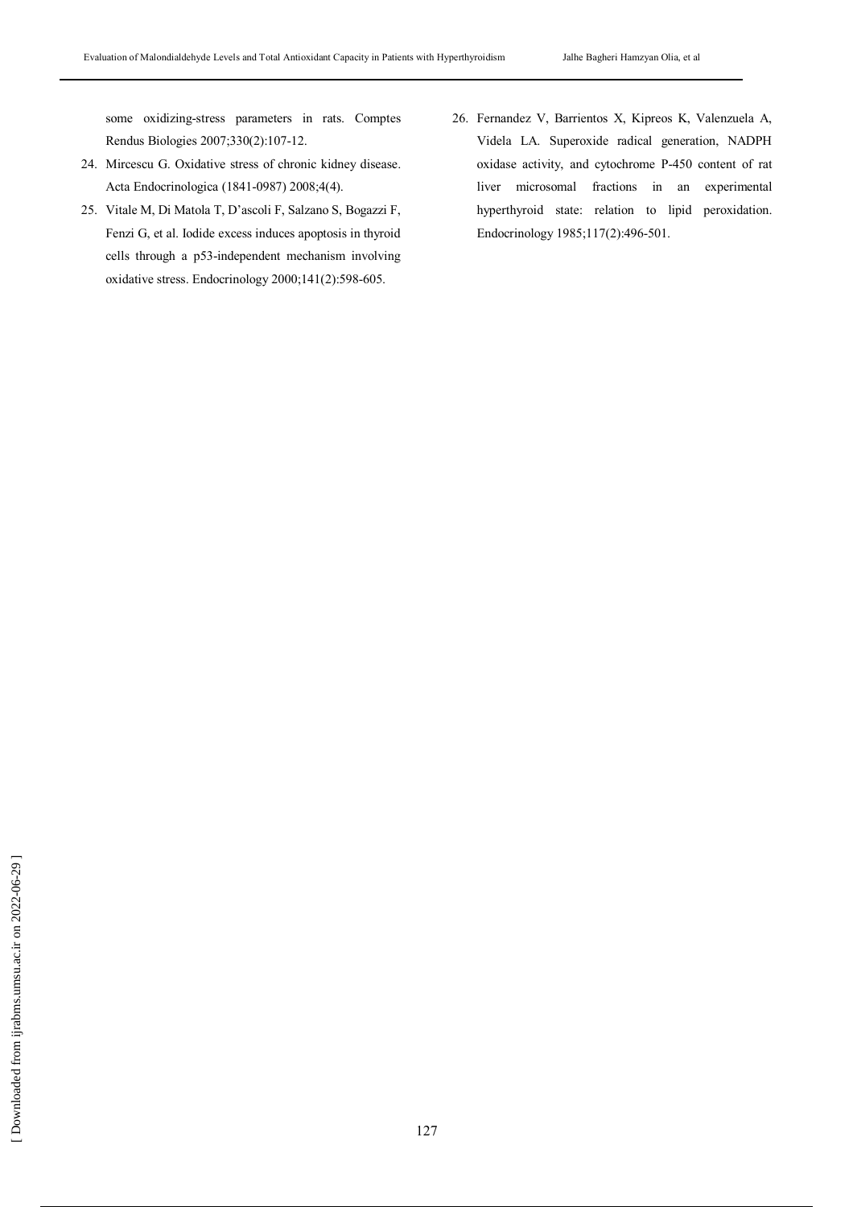some oxidizing-stress parameters in rats. Comptes Rendus Biologies 2007;330(2):107-12.

24. Mircescu G. Oxidative stress of chronic kidney disease. Acta Endocrinologica (1841-0987) 2008;4(4).
25. Vitale M, Di Matola T, D'ascoli F, Salzano S, Bogazzi F, Fenzi G, et al. Iodide excess induces apoptosis in thyroid cells through a p53-independent mechanism involving oxidative stress. Endocrinology 2000;141(2):598-605.
26. Fernandez V, Barrientos X, Kipreos K, Valenzuela A, Videla LA. Superoxide radical generation, NADPH oxidase activity, and cytochrome P-450 content of rat liver microsomal fractions in an experimental hyperthyroid state: relation to lipid peroxidation. Endocrinology 1985;117(2):496-501.